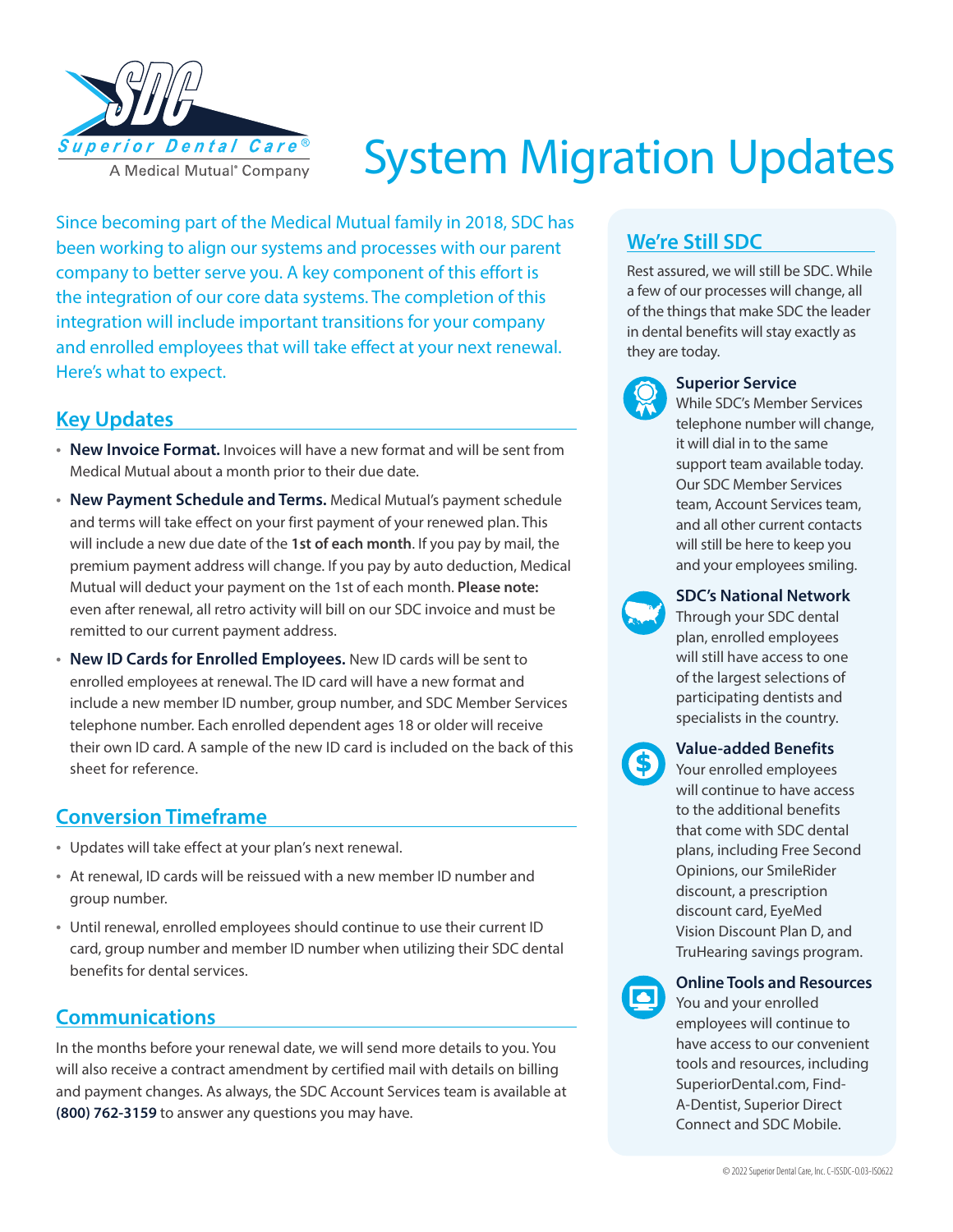Superior Dental Care®
A Medical Mutual® Company

# System Migration Updates

Since becoming part of the Medical Mutual family in 2018, SDC has been working to align our systems and processes with our parent company to better serve you. A key component of this effort is the integration of our core data systems. The completion of this integration will include important transitions for your company and enrolled employees that will take effect at your next renewal. Here's what to expect.

## Key Updates

- **New Invoice Format.** Invoices will have a new format and will be sent from Medical Mutual about a month prior to their due date.
- **New Payment Schedule and Terms.** Medical Mutual's payment schedule and terms will take effect on your first payment of your renewed plan. This will include a new due date of the **1st of each month**. If you pay by mail, the premium payment address will change. If you pay by auto deduction, Medical Mutual will deduct your payment on the 1st of each month. **Please note:** even after renewal, all retro activity will bill on our SDC invoice and must be remitted to our current payment address.
- **New ID Cards for Enrolled Employees.** New ID cards will be sent to enrolled employees at renewal. The ID card will have a new format and include a new member ID number, group number, and SDC Member Services telephone number. Each enrolled dependent ages 18 or older will receive their own ID card. A sample of the new ID card is included on the back of this sheet for reference.

## Conversion Timeframe

- Updates will take effect at your plan's next renewal.
- At renewal, ID cards will be reissued with a new member ID number and group number.
- Until renewal, enrolled employees should continue to use their current ID card, group number and member ID number when utilizing their SDC dental benefits for dental services.

## Communications

In the months before your renewal date, we will send more details to you. You will also receive a contract amendment by certified mail with details on billing and payment changes. As always, the SDC Account Services team is available at **(800) 762-3159** to answer any questions you may have.

## We're Still SDC

Rest assured, we will still be SDC. While a few of our processes will change, all of the things that make SDC the leader in dental benefits will stay exactly as they are today.

### Superior Service

While SDC's Member Services telephone number will change, it will dial in to the same support team available today. Our SDC Member Services team, Account Services team, and all other current contacts will still be here to keep you and your employees smiling.

### SDC's National Network

Through your SDC dental plan, enrolled employees will still have access to one of the largest selections of participating dentists and specialists in the country.

### Value-added Benefits

Your enrolled employees will continue to have access to the additional benefits that come with SDC dental plans, including Free Second Opinions, our SmileRider discount, a prescription discount card, EyeMed Vision Discount Plan D, and TruHearing savings program.

### Online Tools and Resources

You and your enrolled employees will continue to have access to our convenient tools and resources, including SuperiorDental.com, Find-A-Dentist, Superior Direct Connect and SDC Mobile.

© 2022 Superior Dental Care, Inc. C-ISSDC-0.03-IS0622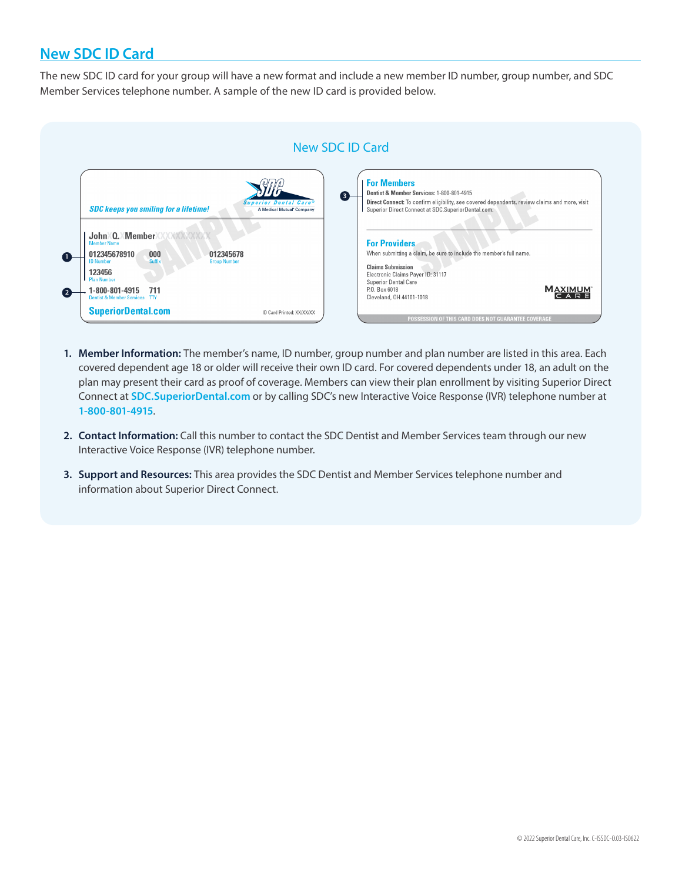## New SDC ID Card

The new SDC ID card for your group will have a new format and include a new member ID number, group number, and SDC Member Services telephone number. A sample of the new ID card is provided below.

### New SDC ID Card

SDC keeps you smiling for a lifetime!

Superior Dental Care®
A Medical Mutual® Company

John Q. Member
Member Name

1 — 012345678910
ID Number

000
Suffix

012345678
Group Number

123456
Plan Number

2 — 1-800-801-4915
Dentist & Member Services

711
TTY

SuperiorDental.com

ID Card Printed: XX/XX/XX

SAMPLE

3 — **For Members**

**Dentist & Member Services:** 1-800-801-4915

**Direct Connect:** To confirm eligibility, see covered dependents, review claims and more, visit Superior Direct Connect at SDC.SuperiorDental.com.

**For Providers**

When submitting a claim, be sure to include the member's full name.

**Claims Submission**
Electronic Claims Payer ID: 31117
Superior Dental Care
P.O. Box 6018
Cleveland, OH 44101-1018

MAXIMUM™ CARE

POSSESSION OF THIS CARD DOES NOT GUARANTEE COVERAGE

SAMPLE

1. **Member Information:** The member's name, ID number, group number and plan number are listed in this area. Each covered dependent age 18 or older will receive their own ID card. For covered dependents under 18, an adult on the plan may present their card as proof of coverage. Members can view their plan enrollment by visiting Superior Direct Connect at **SDC.SuperiorDental.com** or by calling SDC's new Interactive Voice Response (IVR) telephone number at **1-800-801-4915**.
2. **Contact Information:** Call this number to contact the SDC Dentist and Member Services team through our new Interactive Voice Response (IVR) telephone number.
3. **Support and Resources:** This area provides the SDC Dentist and Member Services telephone number and information about Superior Direct Connect.

© 2022 Superior Dental Care, Inc. C-ISSDC-0.03-IS0622